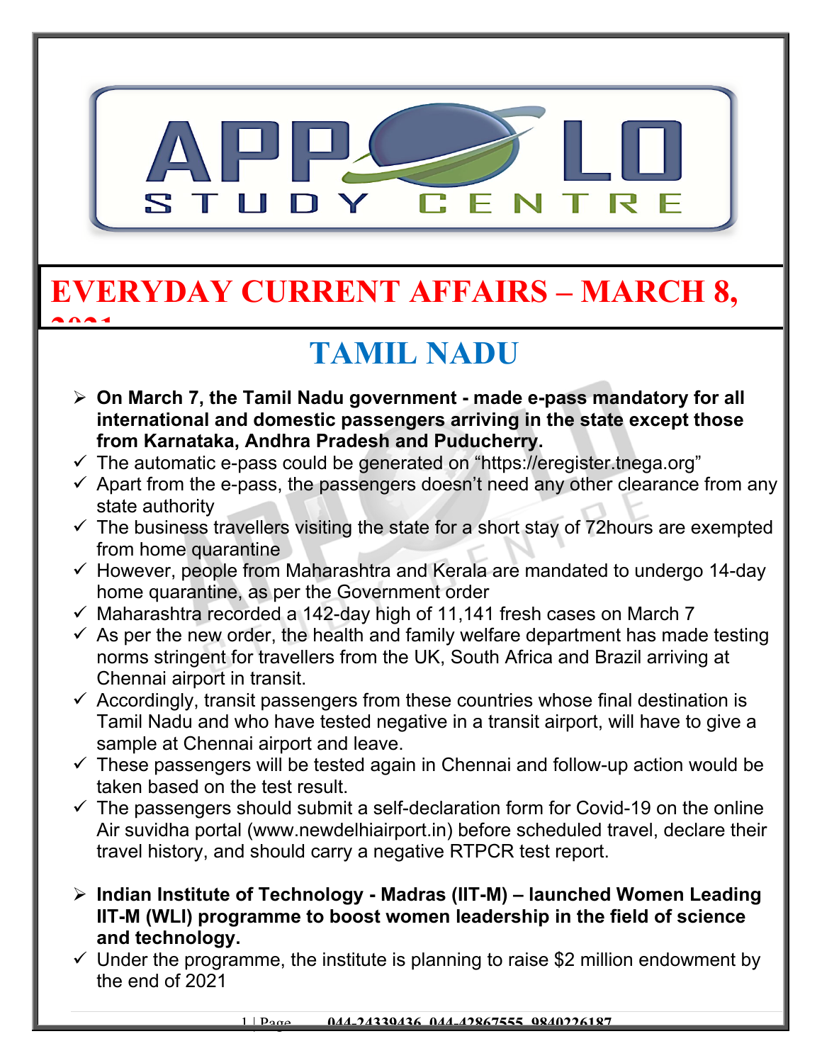# EVERYDAY CURRENT AFFAIRS – MARCH 8, 2021

## TAMIL NADU

- **On March 7, the Tamil Nadu government - made e-pass mandatory for all international and domestic passengers arriving in the state except those from Karnataka, Andhra Pradesh and Puducherry.**
  - ✓ The automatic e-pass could be generated on "https://eregister.tnega.org"
  - ✓ Apart from the e-pass, the passengers doesn't need any other clearance from any state authority
  - ✓ The business travellers visiting the state for a short stay of 72hours are exempted from home quarantine
  - ✓ However, people from Maharashtra and Kerala are mandated to undergo 14-day home quarantine, as per the Government order
  - ✓ Maharashtra recorded a 142-day high of 11,141 fresh cases on March 7
  - ✓ As per the new order, the health and family welfare department has made testing norms stringent for travellers from the UK, South Africa and Brazil arriving at Chennai airport in transit.
  - ✓ Accordingly, transit passengers from these countries whose final destination is Tamil Nadu and who have tested negative in a transit airport, will have to give a sample at Chennai airport and leave.
  - ✓ These passengers will be tested again in Chennai and follow-up action would be taken based on the test result.
  - ✓ The passengers should submit a self-declaration form for Covid-19 on the online Air suvidha portal (www.newdelhiairport.in) before scheduled travel, declare their travel history, and should carry a negative RTPCR test report.

- **Indian Institute of Technology - Madras (IIT-M) – launched Women Leading IIT-M (WLI) programme to boost women leadership in the field of science and technology.**
  - ✓ Under the programme, the institute is planning to raise $2 million endowment by the end of 2021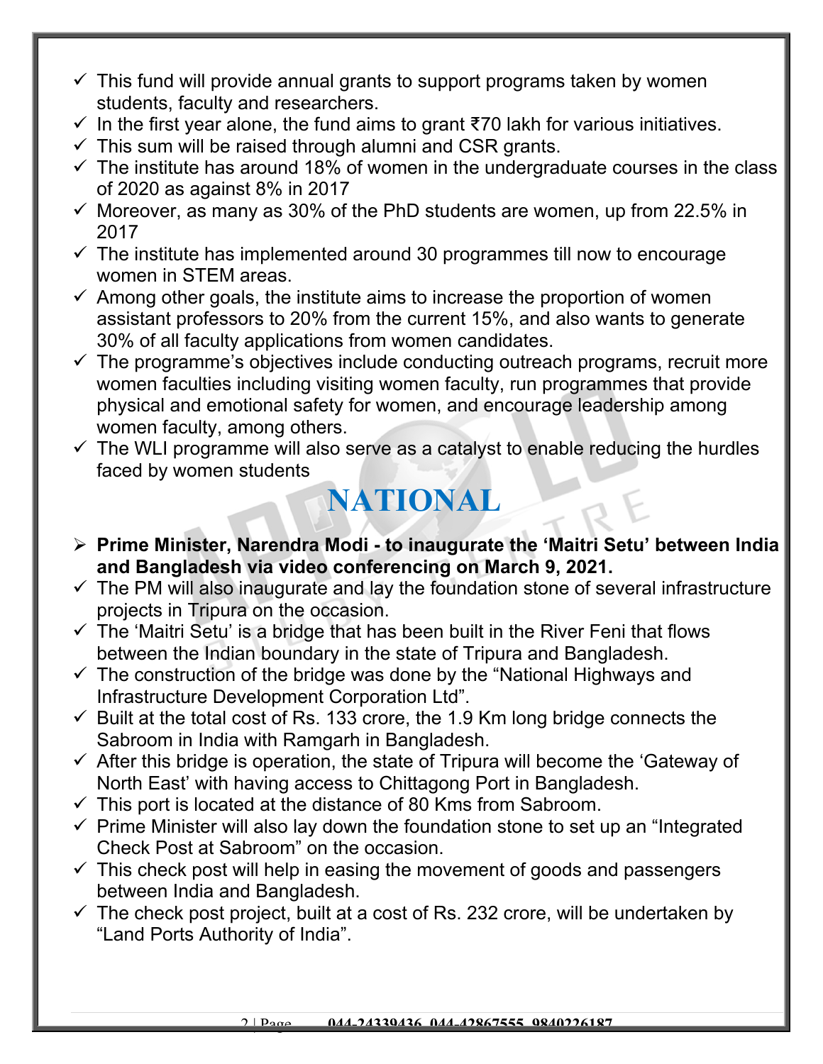- ✓ This fund will provide annual grants to support programs taken by women students, faculty and researchers.
- ✓ In the first year alone, the fund aims to grant ₹70 lakh for various initiatives.
- ✓ This sum will be raised through alumni and CSR grants.
- ✓ The institute has around 18% of women in the undergraduate courses in the class of 2020 as against 8% in 2017
- ✓ Moreover, as many as 30% of the PhD students are women, up from 22.5% in 2017
- ✓ The institute has implemented around 30 programmes till now to encourage women in STEM areas.
- ✓ Among other goals, the institute aims to increase the proportion of women assistant professors to 20% from the current 15%, and also wants to generate 30% of all faculty applications from women candidates.
- ✓ The programme's objectives include conducting outreach programs, recruit more women faculties including visiting women faculty, run programmes that provide physical and emotional safety for women, and encourage leadership among women faculty, among others.
- ✓ The WLI programme will also serve as a catalyst to enable reducing the hurdles faced by women students

# NATIONAL

- ➢ **Prime Minister, Narendra Modi - to inaugurate the 'Maitri Setu' between India and Bangladesh via video conferencing on March 9, 2021.**
- ✓ The PM will also inaugurate and lay the foundation stone of several infrastructure projects in Tripura on the occasion.
- ✓ The 'Maitri Setu' is a bridge that has been built in the River Feni that flows between the Indian boundary in the state of Tripura and Bangladesh.
- ✓ The construction of the bridge was done by the "National Highways and Infrastructure Development Corporation Ltd".
- ✓ Built at the total cost of Rs. 133 crore, the 1.9 Km long bridge connects the Sabroom in India with Ramgarh in Bangladesh.
- ✓ After this bridge is operation, the state of Tripura will become the 'Gateway of North East' with having access to Chittagong Port in Bangladesh.
- ✓ This port is located at the distance of 80 Kms from Sabroom.
- ✓ Prime Minister will also lay down the foundation stone to set up an "Integrated Check Post at Sabroom" on the occasion.
- ✓ This check post will help in easing the movement of goods and passengers between India and Bangladesh.
- ✓ The check post project, built at a cost of Rs. 232 crore, will be undertaken by "Land Ports Authority of India".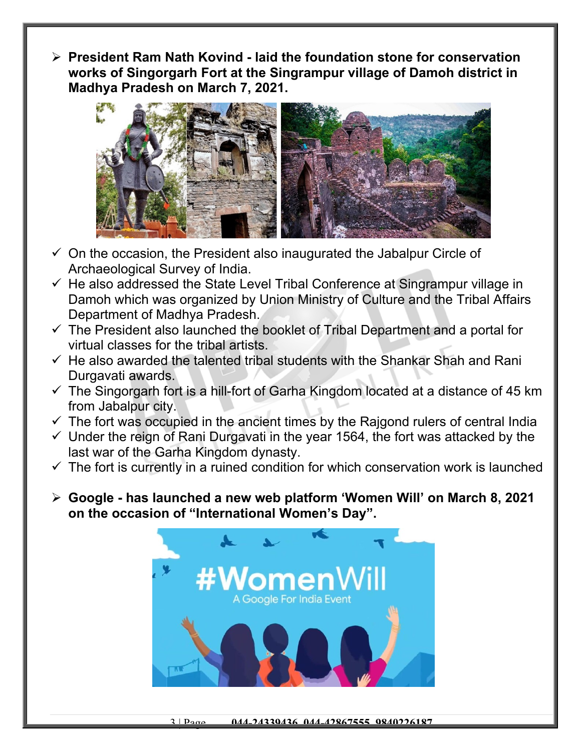- **President Ram Nath Kovind - laid the foundation stone for conservation works of Singorgarh Fort at the Singrampur village of Damoh district in Madhya Pradesh on March 7, 2021.**

  - ✓ On the occasion, the President also inaugurated the Jabalpur Circle of Archaeological Survey of India.
  - ✓ He also addressed the State Level Tribal Conference at Singrampur village in Damoh which was organized by Union Ministry of Culture and the Tribal Affairs Department of Madhya Pradesh.
  - ✓ The President also launched the booklet of Tribal Department and a portal for virtual classes for the tribal artists.
  - ✓ He also awarded the talented tribal students with the Shankar Shah and Rani Durgavati awards.
  - ✓ The Singorgarh fort is a hill-fort of Garha Kingdom located at a distance of 45 km from Jabalpur city.
  - ✓ The fort was occupied in the ancient times by the Rajgond rulers of central India
  - ✓ Under the reign of Rani Durgavati in the year 1564, the fort was attacked by the last war of the Garha Kingdom dynasty.
  - ✓ The fort is currently in a ruined condition for which conservation work is launched

- **Google - has launched a new web platform 'Women Will' on March 8, 2021 on the occasion of "International Women's Day".**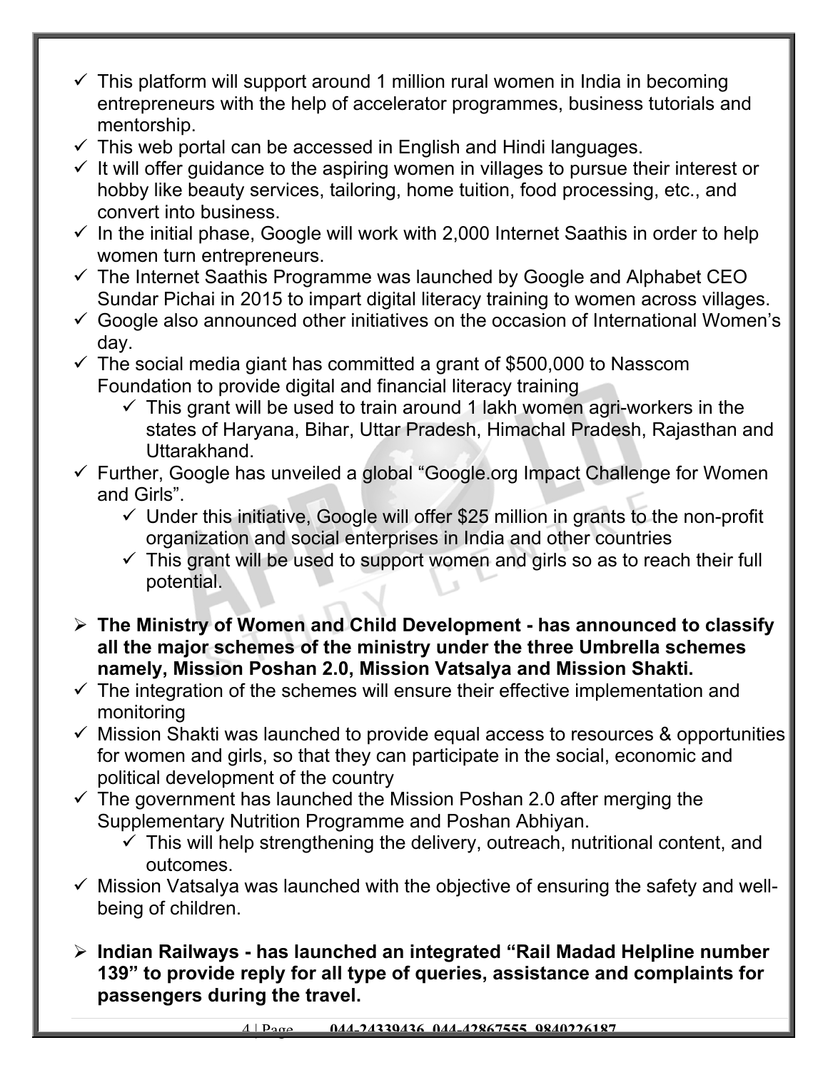- This platform will support around 1 million rural women in India in becoming entrepreneurs with the help of accelerator programmes, business tutorials and mentorship.
- This web portal can be accessed in English and Hindi languages.
- It will offer guidance to the aspiring women in villages to pursue their interest or hobby like beauty services, tailoring, home tuition, food processing, etc., and convert into business.
- In the initial phase, Google will work with 2,000 Internet Saathis in order to help women turn entrepreneurs.
- The Internet Saathis Programme was launched by Google and Alphabet CEO Sundar Pichai in 2015 to impart digital literacy training to women across villages.
- Google also announced other initiatives on the occasion of International Women's day.
- The social media giant has committed a grant of $500,000 to Nasscom Foundation to provide digital and financial literacy training
  - This grant will be used to train around 1 lakh women agri-workers in the states of Haryana, Bihar, Uttar Pradesh, Himachal Pradesh, Rajasthan and Uttarakhand.
- Further, Google has unveiled a global "Google.org Impact Challenge for Women and Girls".
  - Under this initiative, Google will offer $25 million in grants to the non-profit organization and social enterprises in India and other countries
  - This grant will be used to support women and girls so as to reach their full potential.

- **The Ministry of Women and Child Development - has announced to classify all the major schemes of the ministry under the three Umbrella schemes namely, Mission Poshan 2.0, Mission Vatsalya and Mission Shakti.**
- The integration of the schemes will ensure their effective implementation and monitoring
- Mission Shakti was launched to provide equal access to resources & opportunities for women and girls, so that they can participate in the social, economic and political development of the country
- The government has launched the Mission Poshan 2.0 after merging the Supplementary Nutrition Programme and Poshan Abhiyan.
  - This will help strengthening the delivery, outreach, nutritional content, and outcomes.
- Mission Vatsalya was launched with the objective of ensuring the safety and well-being of children.

- **Indian Railways - has launched an integrated "Rail Madad Helpline number 139" to provide reply for all type of queries, assistance and complaints for passengers during the travel.**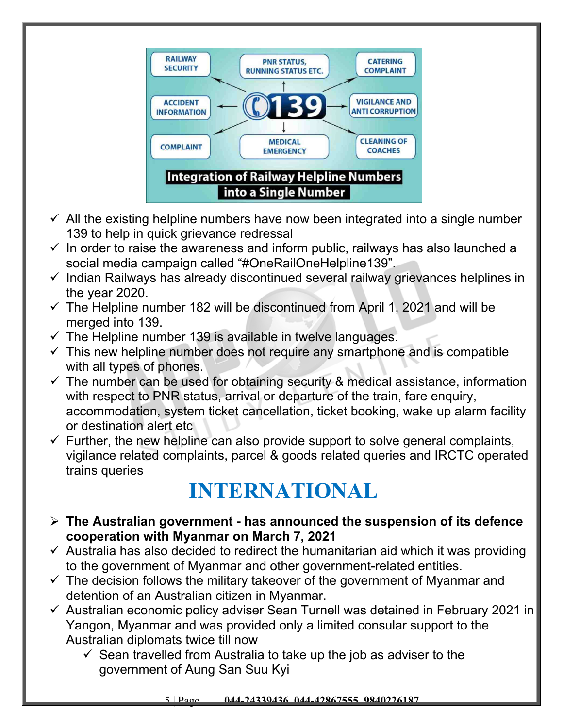RAILWAY SECURITY

PNR STATUS, RUNNING STATUS ETC.

CATERING COMPLAINT

ACCIDENT INFORMATION

139

VIGILANCE AND ANTI CORRUPTION

COMPLAINT

MEDICAL EMERGENCY

CLEANING OF COACHES

**Integration of Railway Helpline Numbers into a Single Number**

- ✓ All the existing helpline numbers have now been integrated into a single number 139 to help in quick grievance redressal
- ✓ In order to raise the awareness and inform public, railways has also launched a social media campaign called "#OneRailOneHelpline139".
- ✓ Indian Railways has already discontinued several railway grievances helplines in the year 2020.
- ✓ The Helpline number 182 will be discontinued from April 1, 2021 and will be merged into 139.
- ✓ The Helpline number 139 is available in twelve languages.
- ✓ This new helpline number does not require any smartphone and is compatible with all types of phones.
- ✓ The number can be used for obtaining security & medical assistance, information with respect to PNR status, arrival or departure of the train, fare enquiry, accommodation, system ticket cancellation, ticket booking, wake up alarm facility or destination alert etc
- ✓ Further, the new helpline can also provide support to solve general complaints, vigilance related complaints, parcel & goods related queries and IRCTC operated trains queries

# INTERNATIONAL

- ➢ **The Australian government - has announced the suspension of its defence cooperation with Myanmar on March 7, 2021**
- ✓ Australia has also decided to redirect the humanitarian aid which it was providing to the government of Myanmar and other government-related entities.
- ✓ The decision follows the military takeover of the government of Myanmar and detention of an Australian citizen in Myanmar.
- ✓ Australian economic policy adviser Sean Turnell was detained in February 2021 in Yangon, Myanmar and was provided only a limited consular support to the Australian diplomats twice till now
  - ✓ Sean travelled from Australia to take up the job as adviser to the government of Aung San Suu Kyi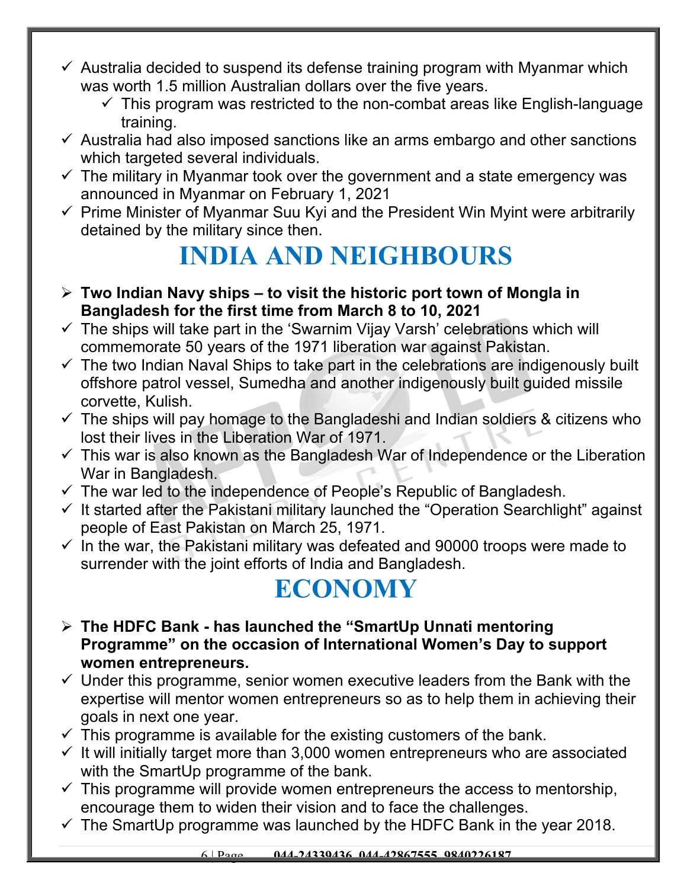- Australia decided to suspend its defense training program with Myanmar which was worth 1.5 million Australian dollars over the five years.
  - This program was restricted to the non-combat areas like English-language training.
- Australia had also imposed sanctions like an arms embargo and other sanctions which targeted several individuals.
- The military in Myanmar took over the government and a state emergency was announced in Myanmar on February 1, 2021
- Prime Minister of Myanmar Suu Kyi and the President Win Myint were arbitrarily detained by the military since then.

# INDIA AND NEIGHBOURS

- **Two Indian Navy ships – to visit the historic port town of Mongla in Bangladesh for the first time from March 8 to 10, 2021**
- The ships will take part in the 'Swarnim Vijay Varsh' celebrations which will commemorate 50 years of the 1971 liberation war against Pakistan.
- The two Indian Naval Ships to take part in the celebrations are indigenously built offshore patrol vessel, Sumedha and another indigenously built guided missile corvette, Kulish.
- The ships will pay homage to the Bangladeshi and Indian soldiers & citizens who lost their lives in the Liberation War of 1971.
- This war is also known as the Bangladesh War of Independence or the Liberation War in Bangladesh.
- The war led to the independence of People's Republic of Bangladesh.
- It started after the Pakistani military launched the "Operation Searchlight" against people of East Pakistan on March 25, 1971.
- In the war, the Pakistani military was defeated and 90000 troops were made to surrender with the joint efforts of India and Bangladesh.

# ECONOMY

- **The HDFC Bank - has launched the "SmartUp Unnati mentoring Programme" on the occasion of International Women's Day to support women entrepreneurs.**
- Under this programme, senior women executive leaders from the Bank with the expertise will mentor women entrepreneurs so as to help them in achieving their goals in next one year.
- This programme is available for the existing customers of the bank.
- It will initially target more than 3,000 women entrepreneurs who are associated with the SmartUp programme of the bank.
- This programme will provide women entrepreneurs the access to mentorship, encourage them to widen their vision and to face the challenges.
- The SmartUp programme was launched by the HDFC Bank in the year 2018.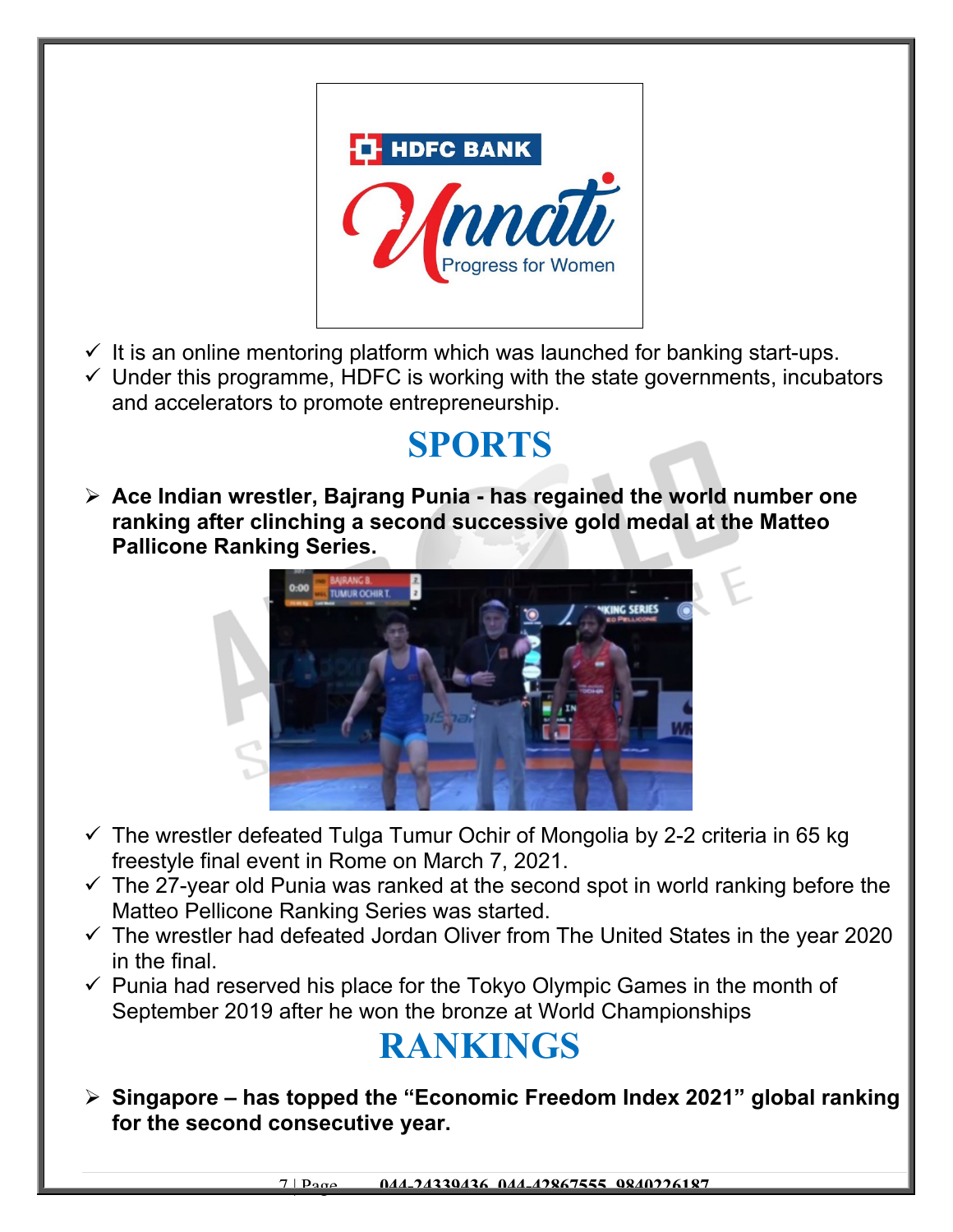- ✓ It is an online mentoring platform which was launched for banking start-ups.
- ✓ Under this programme, HDFC is working with the state governments, incubators and accelerators to promote entrepreneurship.

# SPORTS

- **Ace Indian wrestler, Bajrang Punia - has regained the world number one ranking after clinching a second successive gold medal at the Matteo Pallicone Ranking Series.**

- ✓ The wrestler defeated Tulga Tumur Ochir of Mongolia by 2-2 criteria in 65 kg freestyle final event in Rome on March 7, 2021.
- ✓ The 27-year old Punia was ranked at the second spot in world ranking before the Matteo Pellicone Ranking Series was started.
- ✓ The wrestler had defeated Jordan Oliver from The United States in the year 2020 in the final.
- ✓ Punia had reserved his place for the Tokyo Olympic Games in the month of September 2019 after he won the bronze at World Championships

# RANKINGS

- **Singapore – has topped the "Economic Freedom Index 2021" global ranking for the second consecutive year.**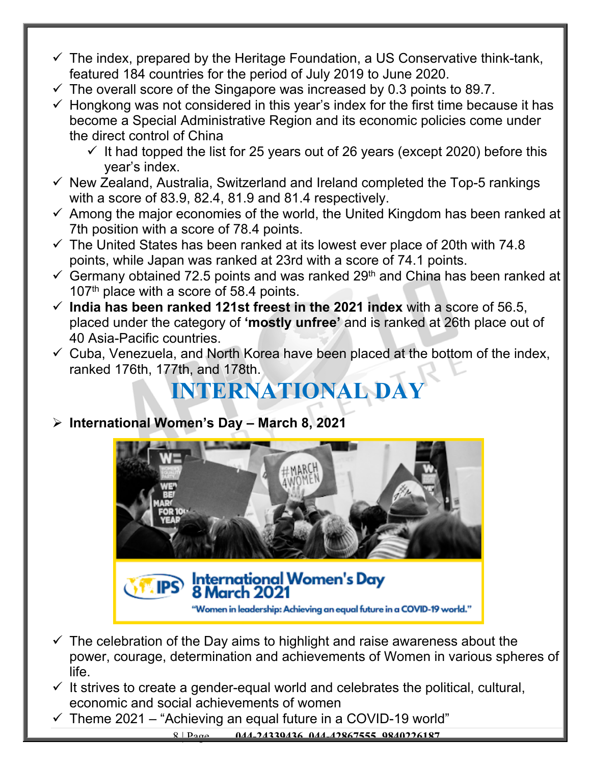- ✓ The index, prepared by the Heritage Foundation, a US Conservative think-tank, featured 184 countries for the period of July 2019 to June 2020.
- ✓ The overall score of the Singapore was increased by 0.3 points to 89.7.
- ✓ Hongkong was not considered in this year's index for the first time because it has become a Special Administrative Region and its economic policies come under the direct control of China
  - ✓ It had topped the list for 25 years out of 26 years (except 2020) before this year's index.
- ✓ New Zealand, Australia, Switzerland and Ireland completed the Top-5 rankings with a score of 83.9, 82.4, 81.9 and 81.4 respectively.
- ✓ Among the major economies of the world, the United Kingdom has been ranked at 7th position with a score of 78.4 points.
- ✓ The United States has been ranked at its lowest ever place of 20th with 74.8 points, while Japan was ranked at 23rd with a score of 74.1 points.
- ✓ Germany obtained 72.5 points and was ranked 29th and China has been ranked at 107th place with a score of 58.4 points.
- ✓ **India has been ranked 121st freest in the 2021 index** with a score of 56.5, placed under the category of **'mostly unfree'** and is ranked at 26th place out of 40 Asia-Pacific countries.
- ✓ Cuba, Venezuela, and North Korea have been placed at the bottom of the index, ranked 176th, 177th, and 178th.

# INTERNATIONAL DAY

- **International Women's Day – March 8, 2021**

International Women's Day
8 March 2021
"Women in leadership: Achieving an equal future in a COVID-19 world."

- ✓ The celebration of the Day aims to highlight and raise awareness about the power, courage, determination and achievements of Women in various spheres of life.
- ✓ It strives to create a gender-equal world and celebrates the political, cultural, economic and social achievements of women
- ✓ Theme 2021 – "Achieving an equal future in a COVID-19 world"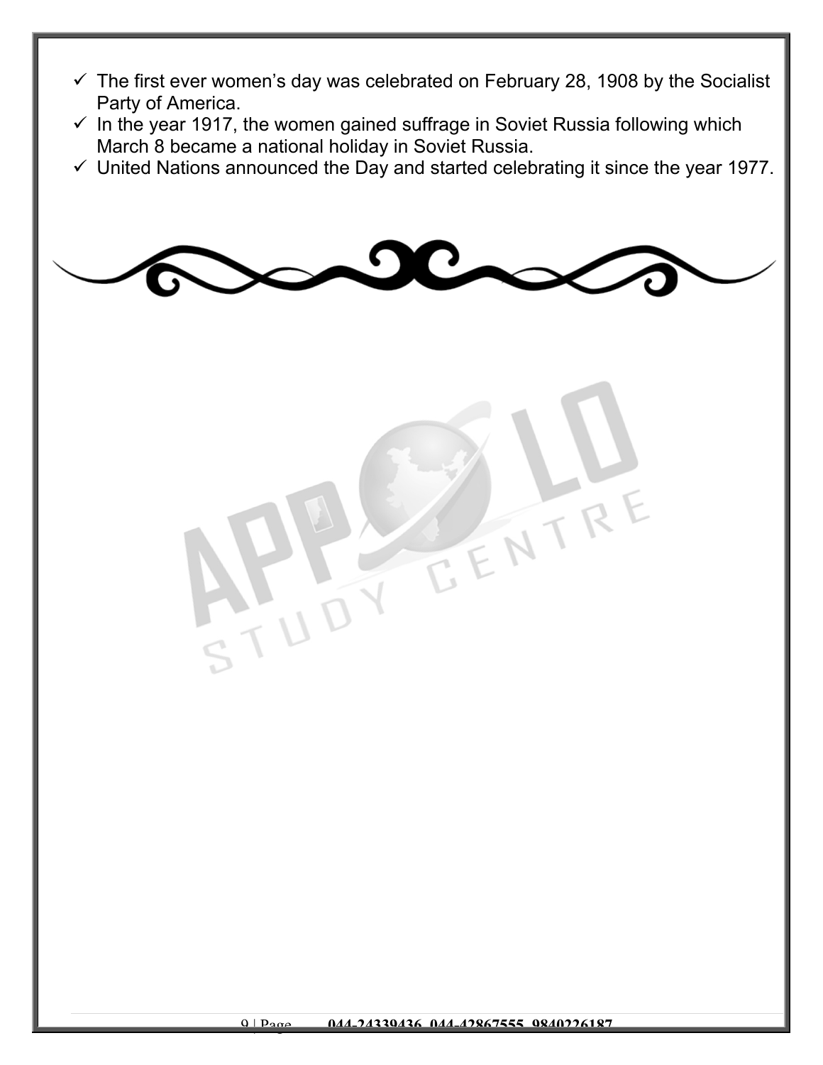- ✓ The first ever women's day was celebrated on February 28, 1908 by the Socialist Party of America.
- ✓ In the year 1917, the women gained suffrage in Soviet Russia following which March 8 became a national holiday in Soviet Russia.
- ✓ United Nations announced the Day and started celebrating it since the year 1977.